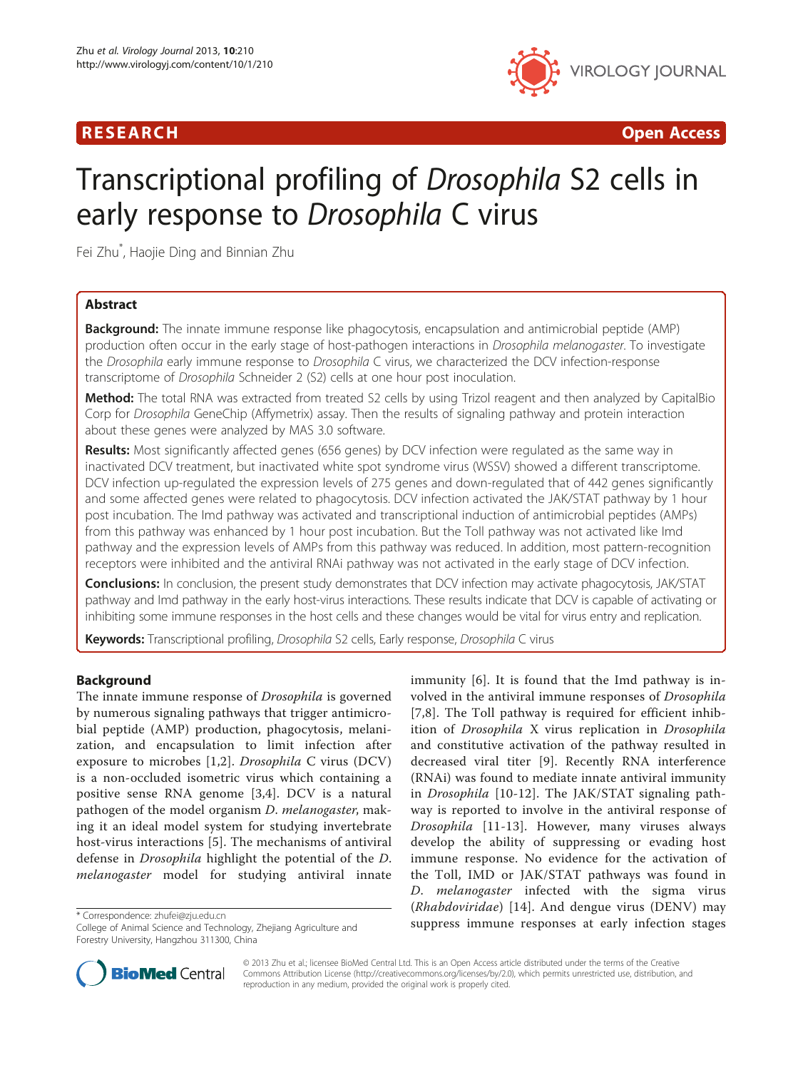**RESEARCH** **Open Access**

# Transcriptional profiling of *Drosophila* S2 cells in early response to *Drosophila* C virus

Fei Zhu*, Haojie Ding and Binnian Zhu

## Abstract

**Background:** The innate immune response like phagocytosis, encapsulation and antimicrobial peptide (AMP) production often occur in the early stage of host-pathogen interactions in *Drosophila melanogaster*. To investigate the *Drosophila* early immune response to *Drosophila* C virus, we characterized the DCV infection-response transcriptome of *Drosophila* Schneider 2 (S2) cells at one hour post inoculation.

**Method:** The total RNA was extracted from treated S2 cells by using Trizol reagent and then analyzed by CapitalBio Corp for *Drosophila* GeneChip (Affymetrix) assay. Then the results of signaling pathway and protein interaction about these genes were analyzed by MAS 3.0 software.

**Results:** Most significantly affected genes (656 genes) by DCV infection were regulated as the same way in inactivated DCV treatment, but inactivated white spot syndrome virus (WSSV) showed a different transcriptome. DCV infection up-regulated the expression levels of 275 genes and down-regulated that of 442 genes significantly and some affected genes were related to phagocytosis. DCV infection activated the JAK/STAT pathway by 1 hour post incubation. The Imd pathway was activated and transcriptional induction of antimicrobial peptides (AMPs) from this pathway was enhanced by 1 hour post incubation. But the Toll pathway was not activated like Imd pathway and the expression levels of AMPs from this pathway was reduced. In addition, most pattern-recognition receptors were inhibited and the antiviral RNAi pathway was not activated in the early stage of DCV infection.

**Conclusions:** In conclusion, the present study demonstrates that DCV infection may activate phagocytosis, JAK/STAT pathway and Imd pathway in the early host-virus interactions. These results indicate that DCV is capable of activating or inhibiting some immune responses in the host cells and these changes would be vital for virus entry and replication.

**Keywords:** Transcriptional profiling, *Drosophila* S2 cells, Early response, *Drosophila* C virus

## Background

The innate immune response of *Drosophila* is governed by numerous signaling pathways that trigger antimicrobial peptide (AMP) production, phagocytosis, melanization, and encapsulation to limit infection after exposure to microbes [1,2]. *Drosophila* C virus (DCV) is a non-occluded isometric virus which containing a positive sense RNA genome [3,4]. DCV is a natural pathogen of the model organism *D. melanogaster*, making it an ideal model system for studying invertebrate host-virus interactions [5]. The mechanisms of antiviral defense in *Drosophila* highlight the potential of the *D. melanogaster* model for studying antiviral innate immunity [6]. It is found that the Imd pathway is involved in the antiviral immune responses of *Drosophila* [7,8]. The Toll pathway is required for efficient inhibition of *Drosophila* X virus replication in *Drosophila* and constitutive activation of the pathway resulted in decreased viral titer [9]. Recently RNA interference (RNAi) was found to mediate innate antiviral immunity in *Drosophila* [10-12]. The JAK/STAT signaling pathway is reported to involve in the antiviral response of *Drosophila* [11-13]. However, many viruses always develop the ability of suppressing or evading host immune response. No evidence for the activation of the Toll, IMD or JAK/STAT pathways was found in *D. melanogaster* infected with the sigma virus (*Rhabdoviridae*) [14]. And dengue virus (DENV) may suppress immune responses at early infection stages

\* Correspondence: zhufei@zju.edu.cn
College of Animal Science and Technology, Zhejiang Agriculture and Forestry University, Hangzhou 311300, China

© 2013 Zhu et al.; licensee BioMed Central Ltd. This is an Open Access article distributed under the terms of the Creative Commons Attribution License (http://creativecommons.org/licenses/by/2.0), which permits unrestricted use, distribution, and reproduction in any medium, provided the original work is properly cited.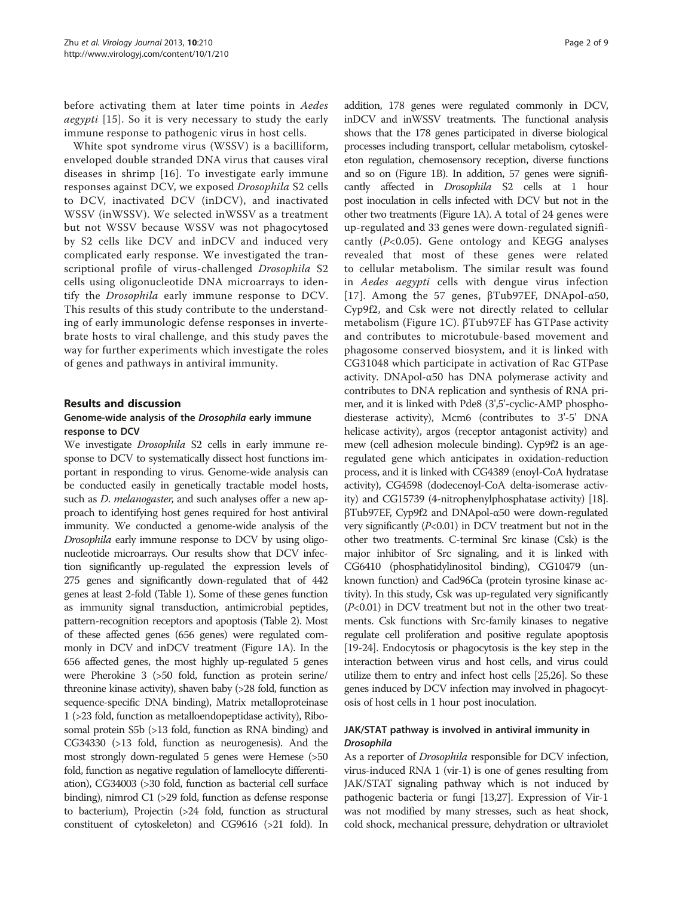before activating them at later time points in *Aedes aegypti* [15]. So it is very necessary to study the early immune response to pathogenic virus in host cells.

White spot syndrome virus (WSSV) is a bacilliform, enveloped double stranded DNA virus that causes viral diseases in shrimp [16]. To investigate early immune responses against DCV, we exposed *Drosophila* S2 cells to DCV, inactivated DCV (inDCV), and inactivated WSSV (inWSSV). We selected inWSSV as a treatment but not WSSV because WSSV was not phagocytosed by S2 cells like DCV and inDCV and induced very complicated early response. We investigated the transcriptional profile of virus-challenged *Drosophila* S2 cells using oligonucleotide DNA microarrays to identify the *Drosophila* early immune response to DCV. This results of this study contribute to the understanding of early immunologic defense responses in invertebrate hosts to viral challenge, and this study paves the way for further experiments which investigate the roles of genes and pathways in antiviral immunity.

## Results and discussion

### Genome-wide analysis of the *Drosophila* early immune response to DCV

We investigate *Drosophila* S2 cells in early immune response to DCV to systematically dissect host functions important in responding to virus. Genome-wide analysis can be conducted easily in genetically tractable model hosts, such as *D. melanogaster*, and such analyses offer a new approach to identifying host genes required for host antiviral immunity. We conducted a genome-wide analysis of the *Drosophila* early immune response to DCV by using oligonucleotide microarrays. Our results show that DCV infection significantly up-regulated the expression levels of 275 genes and significantly down-regulated that of 442 genes at least 2-fold (Table 1). Some of these genes function as immunity signal transduction, antimicrobial peptides, pattern-recognition receptors and apoptosis (Table 2). Most of these affected genes (656 genes) were regulated commonly in DCV and inDCV treatment (Figure 1A). In the 656 affected genes, the most highly up-regulated 5 genes were Pherokine 3 (>50 fold, function as protein serine/threonine kinase activity), shaven baby (>28 fold, function as sequence-specific DNA binding), Matrix metalloproteinase 1 (>23 fold, function as metalloendopeptidase activity), Ribosomal protein S5b (>13 fold, function as RNA binding) and CG34330 (>13 fold, function as neurogenesis). And the most strongly down-regulated 5 genes were Hemese (>50 fold, function as negative regulation of lamellocyte differentiation), CG34003 (>30 fold, function as bacterial cell surface binding), nimrod C1 (>29 fold, function as defense response to bacterium), Projectin (>24 fold, function as structural constituent of cytoskeleton) and CG9616 (>21 fold). In addition, 178 genes were regulated commonly in DCV, inDCV and inWSSV treatments. The functional analysis shows that the 178 genes participated in diverse biological processes including transport, cellular metabolism, cytoskeleton regulation, chemosensory reception, diverse functions and so on (Figure 1B). In addition, 57 genes were significantly affected in *Drosophila* S2 cells at 1 hour post inoculation in cells infected with DCV but not in the other two treatments (Figure 1A). A total of 24 genes were up-regulated and 33 genes were down-regulated significantly ($P<0.05$). Gene ontology and KEGG analyses revealed that most of these genes were related to cellular metabolism. The similar result was found in *Aedes aegypti* cells with dengue virus infection [17]. Among the 57 genes, βTub97EF, DNApol-α50, Cyp9f2, and Csk were not directly related to cellular metabolism (Figure 1C). βTub97EF has GTPase activity and contributes to microtubule-based movement and phagosome conserved biosystem, and it is linked with CG31048 which participate in activation of Rac GTPase activity. DNApol-α50 has DNA polymerase activity and contributes to DNA replication and synthesis of RNA primer, and it is linked with Pde8 (3',5'-cyclic-AMP phosphodiesterase activity), Mcm6 (contributes to 3'-5' DNA helicase activity), argos (receptor antagonist activity) and mew (cell adhesion molecule binding). Cyp9f2 is an age-regulated gene which anticipates in oxidation-reduction process, and it is linked with CG4389 (enoyl-CoA hydratase activity), CG4598 (dodecenoyl-CoA delta-isomerase activity) and CG15739 (4-nitrophenylphosphatase activity) [18]. βTub97EF, Cyp9f2 and DNApol-α50 were down-regulated very significantly ($P<0.01$) in DCV treatment but not in the other two treatments. C-terminal Src kinase (Csk) is the major inhibitor of Src signaling, and it is linked with CG6410 (phosphatidylinositol binding), CG10479 (unknown function) and Cad96Ca (protein tyrosine kinase activity). In this study, Csk was up-regulated very significantly ($P<0.01$) in DCV treatment but not in the other two treatments. Csk functions with Src-family kinases to negative regulate cell proliferation and positive regulate apoptosis [19-24]. Endocytosis or phagocytosis is the key step in the interaction between virus and host cells, and virus could utilize them to entry and infect host cells [25,26]. So these genes induced by DCV infection may involved in phagocytosis of host cells in 1 hour post inoculation.

### JAK/STAT pathway is involved in antiviral immunity in *Drosophila*

As a reporter of *Drosophila* responsible for DCV infection, virus-induced RNA 1 (vir-1) is one of genes resulting from JAK/STAT signaling pathway which is not induced by pathogenic bacteria or fungi [13,27]. Expression of Vir-1 was not modified by many stresses, such as heat shock, cold shock, mechanical pressure, dehydration or ultraviolet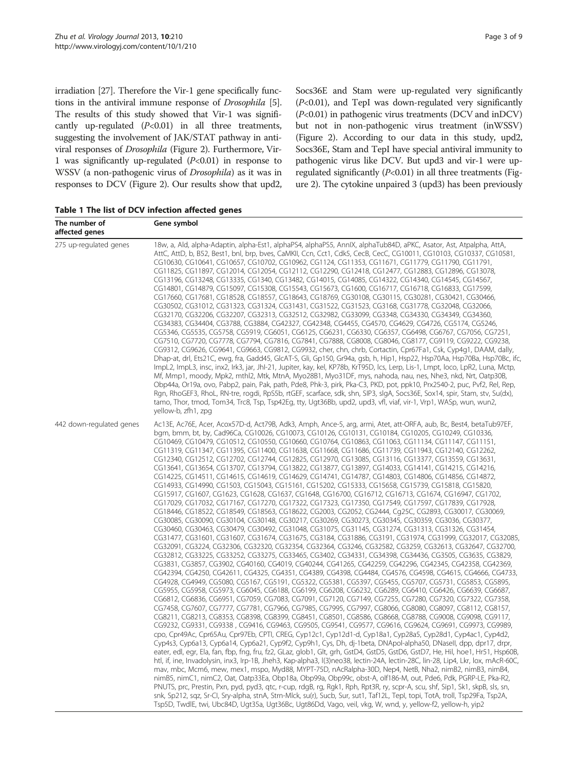irradiation [27]. Therefore the Vir-1 gene specifically functions in the antiviral immune response of *Drosophila* [5]. The results of this study showed that Vir-1 was significantly up-regulated ($P<0.01$) in all three treatments, suggesting the involvement of JAK/STAT pathway in antiviral responses of *Drosophila* (Figure 2). Furthermore, Vir-1 was significantly up-regulated ($P<0.01$) in response to WSSV (a non-pathogenic virus of *Drosophila*) as it was in responses to DCV (Figure 2). Our results show that upd2, Socs36E and Stam were up-regulated very significantly ($P<0.01$), and TepI was down-regulated very significantly ($P<0.01$) in pathogenic virus treatments (DCV and inDCV) but not in non-pathogenic virus treatment (inWSSV) (Figure 2). According to our data in this study, upd2, Socs36E, Stam and TepI have special antiviral immunity to pathogenic virus like DCV. But upd3 and vir-1 were up-regulated significantly ($P<0.01$) in all three treatments (Figure 2). The cytokine unpaired 3 (upd3) has been previously

**Table 1 The list of DCV infection affected genes**

| The number of affected genes | Gene symbol |
|---|---|
| 275 up-regulated genes | 18w, a, Ald, alpha-Adaptin, alpha-Est1, alphaPS4, alphaPS5, AnnIX, alphaTub84D, aPKC, Asator, Ast, Atpalpha, AttA, AttC, AttD, b, B52, Best1, bnl, brp, bves, CaMKII, Ccn, Cct1, Cdk5, CecB, CecC, CG10011, CG10103, CG10337, CG10581, CG10630, CG10641, CG10657, CG10702, CG10962, CG1124, CG11353, CG11671, CG11779, CG11790, CG11791, CG11825, CG11897, CG12014, CG12054, CG12112, CG12290, CG12418, CG12477, CG12883, CG12896, CG13078, CG13196, CG13248, CG13335, CG1340, CG13482, CG14015, CG14085, CG14322, CG14340, CG14545, CG14567, CG14801, CG14879, CG15097, CG15308, CG15543, CG15673, CG1600, CG16717, CG16718, CG16833, CG17599, CG17660, CG17681, CG18528, CG18557, CG18643, CG18769, CG30108, CG30115, CG30281, CG30421, CG30466, CG30502, CG31012, CG31323, CG31324, CG31431, CG31522, CG31523, CG3168, CG31778, CG32048, CG32066, CG32170, CG32206, CG32207, CG32313, CG32512, CG32982, CG33099, CG3348, CG34330, CG34349, CG34360, CG34383, CG34404, CG3788, CG3884, CG42327, CG42348, CG4455, CG4570, CG4629, CG4726, CG5174, CG5246, CG5346, CG5535, CG5758, CG5919, CG6051, CG6125, CG6231, CG6330, CG6357, CG6498, CG6767, CG7056, CG7251, CG7510, CG7720, CG7778, CG7794, CG7816, CG7841, CG7888, CG8008, CG8046, CG8177, CG9119, CG9222, CG9238, CG9312, CG9626, CG9641, CG9663, CG9812, CG9932, cher, chn, chrb, Cortactin, Cpr67Fa1, Csk, Cyp4g1, DAAM, dally, Dhap-at, drl, Ets21C, ewg, fra, Gadd45, GlcAT-S, Gli, Gp150, Gr94a, gsb, h, Hip1, Hsp22, Hsp70Aa, Hsp70Ba, Hsp70Bc, ifc, ImpL2, ImpL3, insc, inx2, Irk3, jar, Jhl-21, Jupiter, kay, kel, KP78b, KrT95D, lcs, Lerp, Lis-1, Lmpt, loco, LpR2, Luna, Mctp, Mf, Mmp1, moody, Mpk2, mthl2, Mtk, MtnA, Myo28B1, Myo31DF, mys, nahoda, nau, nes, Nhe3, nkd, Nrt, Oatp30B, Obp44a, Or19a, ovo, Pabp2, pain, Pak, path, Pde8, Phk-3, pirk, Pka-C3, PKD, pot, ppk10, Prx2540-2, puc, Pvf2, Rel, Rep, Rgn, RhoGEF3, RhoL, RN-tre, rogdi, RpS5b, rtGEF, scarface, sdk, shn, SIP3, sIgA, Socs36E, Sox14, spir, Stam, stv, Su(dx), tamo, Thor, tmod, Tom34, Trc8, Tsp, Tsp42Eg, tty, Ugt36Bb, upd2, upd3, vfl, viaf, vir-1, Vrp1, WASp, wun, wun2, yellow-b, zfh1, zpg |
| 442 down-regulated genes | Ac13E, Ac76E, Acer, Acox57D-d, Act79B, Adk3, Amph, Ance-5, arg, armi, Atet, att-ORFA, aub, Bc, Best4, betaTub97EF, bgm, bmm, bt, by, Cad96Ca, CG10026, CG10073, CG10126, CG10131, CG10184, CG10205, CG10249, CG10336, CG10469, CG10479, CG10512, CG10550, CG10660, CG10764, CG10863, CG11063, CG11134, CG11147, CG11151, CG11319, CG11347, CG11395, CG11400, CG11638, CG11668, CG11686, CG11739, CG11943, CG12140, CG12262, CG12340, CG12512, CG12702, CG12744, CG12825, CG12970, CG13085, CG13116, CG13377, CG13559, CG13631, CG13641, CG13654, CG13707, CG13794, CG13822, CG13877, CG13897, CG14033, CG14141, CG14215, CG14216, CG14225, CG14511, CG14615, CG14619, CG14629, CG14741, CG14787, CG14803, CG14806, CG14856, CG14872, CG14933, CG14990, CG1503, CG15043, CG15161, CG15202, CG15333, CG15658, CG15739, CG15818, CG15820, CG15917, CG1607, CG1623, CG1628, CG1637, CG1648, CG16700, CG16712, CG16713, CG1674, CG16947, CG1702, CG17029, CG17032, CG17167, CG17270, CG17322, CG17323, CG17350, CG17549, CG17597, CG17839, CG17928, CG18446, CG18522, CG18549, CG18563, CG18622, CG2003, CG2052, CG2444, Cg25C, CG2893, CG30017, CG30069, CG30085, CG30090, CG30104, CG30148, CG30217, CG30269, CG30273, CG30345, CG30359, CG3036, CG30377, CG30460, CG30463, CG30479, CG30492, CG31048, CG31075, CG31145, CG31274, CG31313, CG31326, CG31454, CG31477, CG31601, CG31607, CG31674, CG31675, CG3184, CG31886, CG3191, CG31974, CG31999, CG32017, CG32085, CG32091, CG3224, CG32306, CG32320, CG32354, CG32364, CG3246, CG32582, CG3259, CG32613, CG32647, CG32700, CG32812, CG33225, CG33252, CG33275, CG33465, CG3402, CG34331, CG34398, CG34436, CG3505, CG3635, CG3829, CG3831, CG3857, CG3902, CG40160, CG4019, CG40244, CG41265, CG42259, CG42296, CG42345, CG42358, CG42369, CG42394, CG4250, CG42611, CG4325, CG4351, CG4389, CG4398, CG4484, CG4576, CG4598, CG4615, CG4666, CG4733, CG4928, CG4949, CG5080, CG5167, CG5191, CG5322, CG5381, CG5397, CG5455, CG5707, CG5731, CG5853, CG5895, CG5955, CG5958, CG5973, CG6045, CG6188, CG6199, CG6208, CG6232, CG6289, CG6410, CG6426, CG6639, CG6687, CG6812, CG6836, CG6951, CG7059, CG7083, CG7091, CG7120, CG7149, CG7255, CG7280, CG7320, CG7322, CG7358, CG7458, CG7607, CG7777, CG7781, CG7966, CG7985, CG7995, CG7997, CG8066, CG8080, CG8097, CG8112, CG8157, CG8211, CG8213, CG8353, CG8398, CG8399, CG8451, CG8501, CG8586, CG8668, CG8788, CG9008, CG9098, CG9117, CG9232, CG9331, CG9338 , CG9416, CG9463, CG9505, CG9541, CG9577, CG9616, CG9624, CG9691, CG9973, CG9989, cpo, Cpr49Ac, Cpr65Au, Cpr97Eb, CPTI, CREG, Cyp12c1, Cyp12d1-d, Cyp18a1, Cyp28a5, Cyp28d1, Cyp4ac1, Cyp4d2, Cyp4s3, Cyp6a13, Cyp6a14, Cyp6a21, Cyp9f2, Cyp9h1, Cys, Dh, dj-1beta, DNApol-alpha50, DNaseII, dpp, dpr17, drpr, eater, edl, egr, Ela, fan, fbp, fng, fru, fz2, GLaz, glob1, Glt, grh, GstD4, GstD5, GstD6, GstD7, He, Hil, hoe1, Hr51, Hsp60B, htl, if, ine, Invadolysin, inx3, Irp-1B, Jheh3, Kap-alpha3, l(3)neo38, lectin-24A, lectin-28C, lin-28, Lip4, Lkr, lox, mAcR-60C, mav, mbc, Mcm6, mew, mex1, mspo, Myd88, MYPT-75D, nAcRalpha-30D, Nep4, NetB, Nha2, nimB2, nimB3, nimB4, nimB5, nimC1, nimC2, Oat, Oatp33Ea, Obp18a, Obp99a, Obp99c, obst-A, olf186-M, out, Pde6, Pdk, PGRP-LE, Pka-R2, PNUTS, prc, Prestin, Pxn, pyd, pyd3, qtc, r-cup, rdgB, rg, Rgk1, Rph, Rpt3R, ry, scpr-A, scu, shf, Sip1, Sk1, skpB, sls, sn, snk, Sp212, sqz, Sr-CI, Sry-alpha, stnA, Strn-Mlck, su(r), Sucb, Sur, sut1, Taf12L, TepI, topi, TotA, troll, Tsp29Fa, Tsp2A, Tsp5D, TwdlE, twi, Ubc84D, Ugt35a, Ugt36Bc, Ugt86Dd, Vago, veil, vkg, W, wnd, y, yellow-f2, yellow-h, yip2 |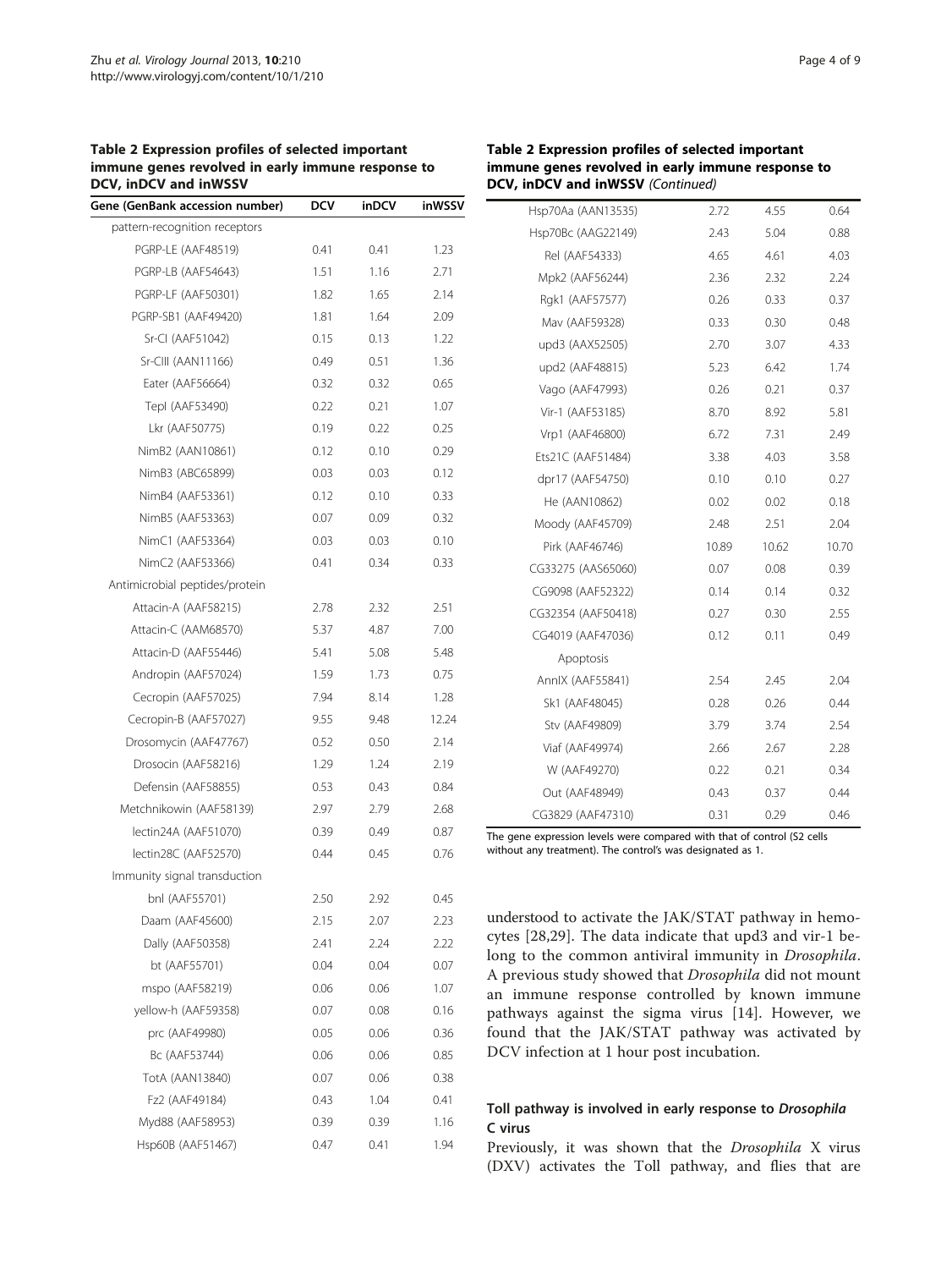**Table 2 Expression profiles of selected important immune genes revolved in early immune response to DCV, inDCV and inWSSV**

| Gene (GenBank accession number) | DCV | inDCV | inWSSV |
|---|---|---|---|
| pattern-recognition receptors | | | |
| PGRP-LE (AAF48519) | 0.41 | 0.41 | 1.23 |
| PGRP-LB (AAF54643) | 1.51 | 1.16 | 2.71 |
| PGRP-LF (AAF50301) | 1.82 | 1.65 | 2.14 |
| PGRP-SB1 (AAF49420) | 1.81 | 1.64 | 2.09 |
| Sr-CI (AAF51042) | 0.15 | 0.13 | 1.22 |
| Sr-CIII (AAN11166) | 0.49 | 0.51 | 1.36 |
| Eater (AAF56664) | 0.32 | 0.32 | 0.65 |
| TepI (AAF53490) | 0.22 | 0.21 | 1.07 |
| Lkr (AAF50775) | 0.19 | 0.22 | 0.25 |
| NimB2 (AAN10861) | 0.12 | 0.10 | 0.29 |
| NimB3 (ABC65899) | 0.03 | 0.03 | 0.12 |
| NimB4 (AAF53361) | 0.12 | 0.10 | 0.33 |
| NimB5 (AAF53363) | 0.07 | 0.09 | 0.32 |
| NimC1 (AAF53364) | 0.03 | 0.03 | 0.10 |
| NimC2 (AAF53366) | 0.41 | 0.34 | 0.33 |
| Antimicrobial peptides/protein | | | |
| Attacin-A (AAF58215) | 2.78 | 2.32 | 2.51 |
| Attacin-C (AAM68570) | 5.37 | 4.87 | 7.00 |
| Attacin-D (AAF55446) | 5.41 | 5.08 | 5.48 |
| Andropin (AAF57024) | 1.59 | 1.73 | 0.75 |
| Cecropin (AAF57025) | 7.94 | 8.14 | 1.28 |
| Cecropin-B (AAF57027) | 9.55 | 9.48 | 12.24 |
| Drosomycin (AAF47767) | 0.52 | 0.50 | 2.14 |
| Drosocin (AAF58216) | 1.29 | 1.24 | 2.19 |
| Defensin (AAF58855) | 0.53 | 0.43 | 0.84 |
| Metchnikowin (AAF58139) | 2.97 | 2.79 | 2.68 |
| lectin24A (AAF51070) | 0.39 | 0.49 | 0.87 |
| lectin28C (AAF52570) | 0.44 | 0.45 | 0.76 |
| Immunity signal transduction | | | |
| bnl (AAF55701) | 2.50 | 2.92 | 0.45 |
| Daam (AAF45600) | 2.15 | 2.07 | 2.23 |
| Dally (AAF50358) | 2.41 | 2.24 | 2.22 |
| bt (AAF55701) | 0.04 | 0.04 | 0.07 |
| mspo (AAF58219) | 0.06 | 0.06 | 1.07 |
| yellow-h (AAF59358) | 0.07 | 0.08 | 0.16 |
| prc (AAF49980) | 0.05 | 0.06 | 0.36 |
| Bc (AAF53744) | 0.06 | 0.06 | 0.85 |
| TotA (AAN13840) | 0.07 | 0.06 | 0.38 |
| Fz2 (AAF49184) | 0.43 | 1.04 | 0.41 |
| Myd88 (AAF58953) | 0.39 | 0.39 | 1.16 |
| Hsp60B (AAF51467) | 0.47 | 0.41 | 1.94 |
| Hsp70Aa (AAN13535) | 2.72 | 4.55 | 0.64 |
| Hsp70Bc (AAG22149) | 2.43 | 5.04 | 0.88 |
| Rel (AAF54333) | 4.65 | 4.61 | 4.03 |
| Mpk2 (AAF56244) | 2.36 | 2.32 | 2.24 |
| Rgk1 (AAF57577) | 0.26 | 0.33 | 0.37 |
| Mav (AAF59328) | 0.33 | 0.30 | 0.48 |
| upd3 (AAX52505) | 2.70 | 3.07 | 4.33 |
| upd2 (AAF48815) | 5.23 | 6.42 | 1.74 |
| Vago (AAF47993) | 0.26 | 0.21 | 0.37 |
| Vir-1 (AAF53185) | 8.70 | 8.92 | 5.81 |
| Vrp1 (AAF46800) | 6.72 | 7.31 | 2.49 |
| Ets21C (AAF51484) | 3.38 | 4.03 | 3.58 |
| dpr17 (AAF54750) | 0.10 | 0.10 | 0.27 |
| He (AAN10862) | 0.02 | 0.02 | 0.18 |
| Moody (AAF45709) | 2.48 | 2.51 | 2.04 |
| Pirk (AAF46746) | 10.89 | 10.62 | 10.70 |
| CG33275 (AAS65060) | 0.07 | 0.08 | 0.39 |
| CG9098 (AAF52322) | 0.14 | 0.14 | 0.32 |
| CG32354 (AAF50418) | 0.27 | 0.30 | 2.55 |
| CG4019 (AAF47036) | 0.12 | 0.11 | 0.49 |
| Apoptosis | | | |
| AnnIX (AAF55841) | 2.54 | 2.45 | 2.04 |
| Sk1 (AAF48045) | 0.28 | 0.26 | 0.44 |
| Stv (AAF49809) | 3.79 | 3.74 | 2.54 |
| Viaf (AAF49974) | 2.66 | 2.67 | 2.28 |
| W (AAF49270) | 0.22 | 0.21 | 0.34 |
| Out (AAF48949) | 0.43 | 0.37 | 0.44 |
| CG3829 (AAF47310) | 0.31 | 0.29 | 0.46 |

The gene expression levels were compared with that of control (S2 cells without any treatment). The control's was designated as 1.

understood to activate the JAK/STAT pathway in hemocytes [28,29]. The data indicate that upd3 and vir-1 belong to the common antiviral immunity in *Drosophila*. A previous study showed that *Drosophila* did not mount an immune response controlled by known immune pathways against the sigma virus [14]. However, we found that the JAK/STAT pathway was activated by DCV infection at 1 hour post incubation.

### Toll pathway is involved in early response to *Drosophila* C virus

Previously, it was shown that the *Drosophila* X virus (DXV) activates the Toll pathway, and flies that are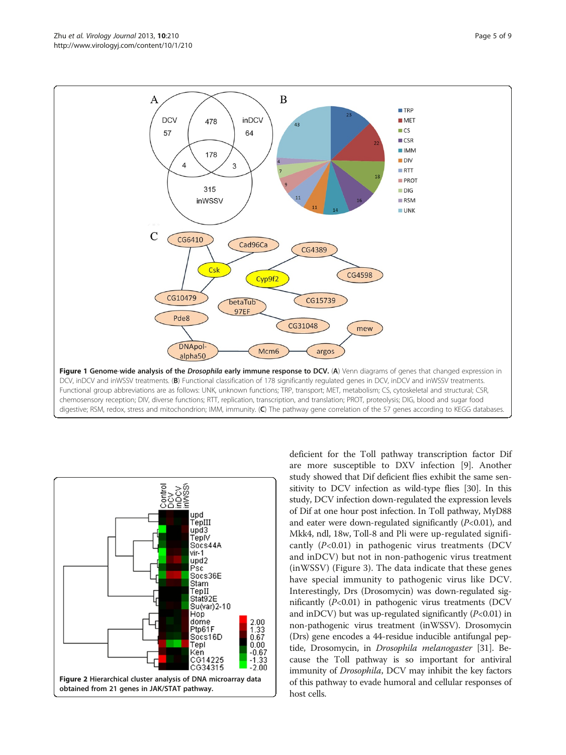**Figure 1 Genome-wide analysis of the *Drosophila* early immune response to DCV.** (**A**) Venn diagrams of genes that changed expression in DCV, inDCV and inWSSV treatments. (**B**) Functional classification of 178 significantly regulated genes in DCV, inDCV and inWSSV treatments. Functional group abbreviations are as follows: UNK, unknown functions; TRP, transport; MET, metabolism; CS, cytoskeletal and structural; CSR, chemosensory reception; DIV, diverse functions; RTT, replication, transcription, and translation; PROT, proteolysis; DIG, blood and sugar food digestive; RSM, redox, stress and mitochondrion; IMM, immunity. (**C**) The pathway gene correlation of the 57 genes according to KEGG databases.

**Figure 2 Hierarchical cluster analysis of DNA microarray data obtained from 21 genes in JAK/STAT pathway.**

deficient for the Toll pathway transcription factor Dif are more susceptible to DXV infection [9]. Another study showed that Dif deficient flies exhibit the same sensitivity to DCV infection as wild-type flies [30]. In this study, DCV infection down-regulated the expression levels of Dif at one hour post infection. In Toll pathway, MyD88 and eater were down-regulated significantly ($P<0.01$), and Mkk4, ndl, 18w, Toll-8 and Pli were up-regulated significantly ($P<0.01$) in pathogenic virus treatments (DCV and inDCV) but not in non-pathogenic virus treatment (inWSSV) (Figure 3). The data indicate that these genes have special immunity to pathogenic virus like DCV. Interestingly, Drs (Drosomycin) was down-regulated significantly ($P<0.01$) in pathogenic virus treatments (DCV and inDCV) but was up-regulated significantly ($P<0.01$) in non-pathogenic virus treatment (inWSSV). Drosomycin (Drs) gene encodes a 44-residue inducible antifungal peptide, Drosomycin, in *Drosophila melanogaster* [31]. Because the Toll pathway is so important for antiviral immunity of *Drosophila*, DCV may inhibit the key factors of this pathway to evade humoral and cellular responses of host cells.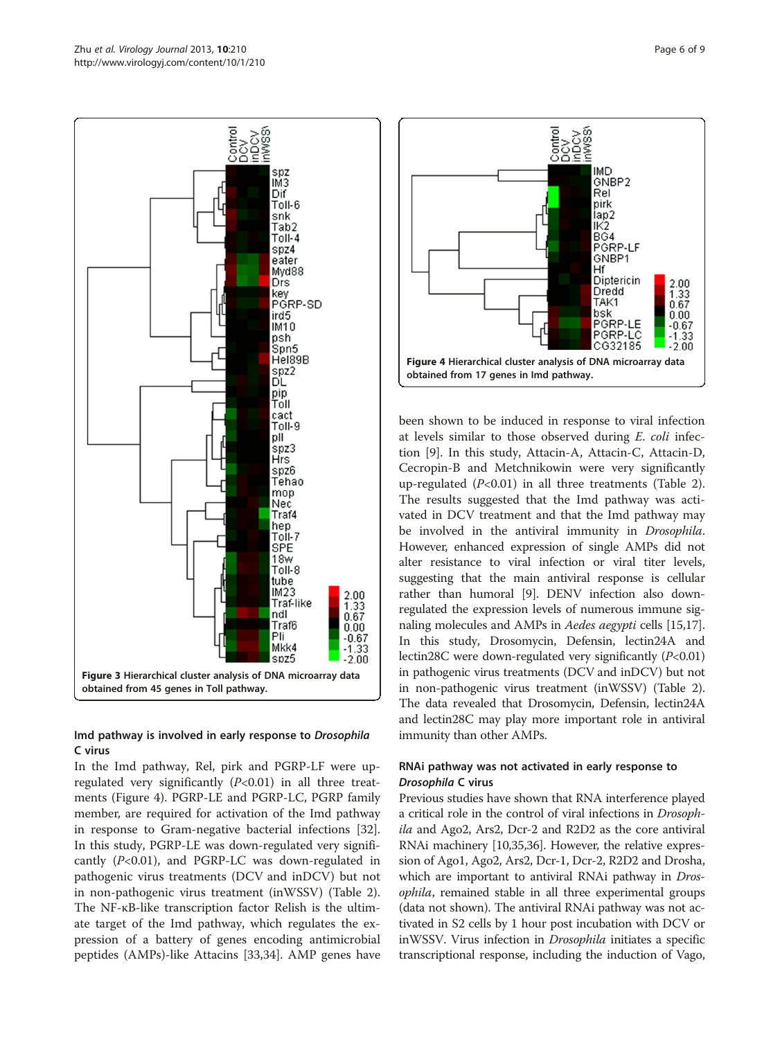**Figure 3** Hierarchical cluster analysis of DNA microarray data obtained from 45 genes in Toll pathway.

**Figure 4** Hierarchical cluster analysis of DNA microarray data obtained from 17 genes in Imd pathway.

### Imd pathway is involved in early response to *Drosophila* C virus

In the Imd pathway, Rel, pirk and PGRP-LF were up-regulated very significantly ($P<0.01$) in all three treatments (Figure 4). PGRP-LE and PGRP-LC, PGRP family member, are required for activation of the Imd pathway in response to Gram-negative bacterial infections [32]. In this study, PGRP-LE was down-regulated very significantly ($P<0.01$), and PGRP-LC was down-regulated in pathogenic virus treatments (DCV and inDCV) but not in non-pathogenic virus treatment (inWSSV) (Table 2). The NF-κB-like transcription factor Relish is the ultimate target of the Imd pathway, which regulates the expression of a battery of genes encoding antimicrobial peptides (AMPs)-like Attacins [33,34]. AMP genes have been shown to be induced in response to viral infection at levels similar to those observed during *E. coli* infection [9]. In this study, Attacin-A, Attacin-C, Attacin-D, Cecropin-B and Metchnikowin were very significantly up-regulated ($P<0.01$) in all three treatments (Table 2). The results suggested that the Imd pathway was activated in DCV treatment and that the Imd pathway may be involved in the antiviral immunity in *Drosophila*. However, enhanced expression of single AMPs did not alter resistance to viral infection or viral titer levels, suggesting that the main antiviral response is cellular rather than humoral [9]. DENV infection also down-regulated the expression levels of numerous immune signaling molecules and AMPs in *Aedes aegypti* cells [15,17]. In this study, Drosomycin, Defensin, lectin24A and lectin28C were down-regulated very significantly ($P<0.01$) in pathogenic virus treatments (DCV and inDCV) but not in non-pathogenic virus treatment (inWSSV) (Table 2). The data revealed that Drosomycin, Defensin, lectin24A and lectin28C may play more important role in antiviral immunity than other AMPs.

### RNAi pathway was not activated in early response to *Drosophila* C virus

Previous studies have shown that RNA interference played a critical role in the control of viral infections in *Drosophila* and Ago2, Ars2, Dcr-2 and R2D2 as the core antiviral RNAi machinery [10,35,36]. However, the relative expression of Ago1, Ago2, Ars2, Dcr-1, Dcr-2, R2D2 and Drosha, which are important to antiviral RNAi pathway in *Drosophila*, remained stable in all three experimental groups (data not shown). The antiviral RNAi pathway was not activated in S2 cells by 1 hour post incubation with DCV or inWSSV. Virus infection in *Drosophila* initiates a specific transcriptional response, including the induction of Vago,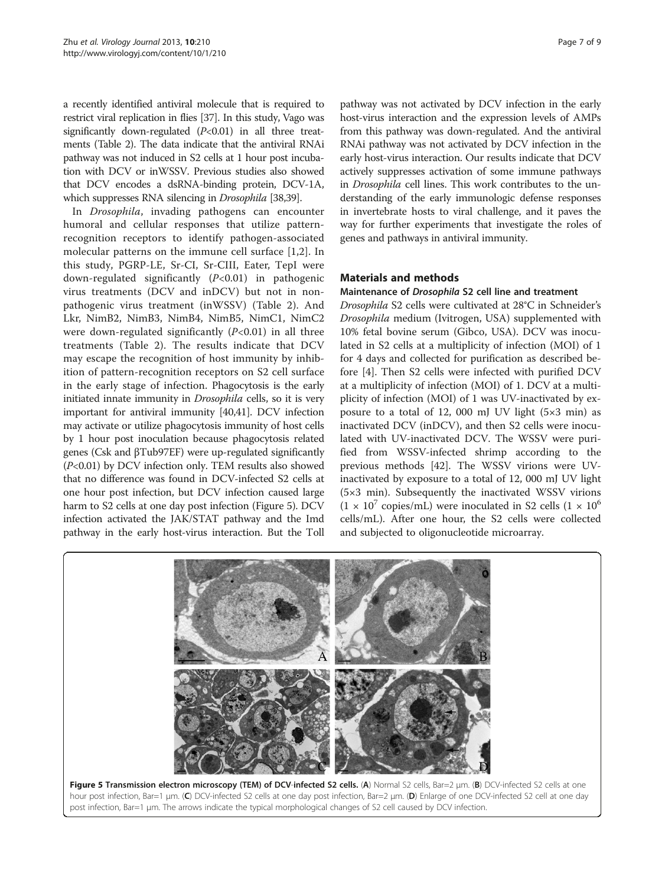a recently identified antiviral molecule that is required to restrict viral replication in flies [37]. In this study, Vago was significantly down-regulated ($P<0.01$) in all three treatments (Table 2). The data indicate that the antiviral RNAi pathway was not induced in S2 cells at 1 hour post incubation with DCV or inWSSV. Previous studies also showed that DCV encodes a dsRNA-binding protein, DCV-1A, which suppresses RNA silencing in *Drosophila* [38,39].

In *Drosophila*, invading pathogens can encounter humoral and cellular responses that utilize pattern-recognition receptors to identify pathogen-associated molecular patterns on the immune cell surface [1,2]. In this study, PGRP-LE, Sr-CI, Sr-CIII, Eater, TepI were down-regulated significantly ($P<0.01$) in pathogenic virus treatments (DCV and inDCV) but not in non-pathogenic virus treatment (inWSSV) (Table 2). And Lkr, NimB2, NimB3, NimB4, NimB5, NimC1, NimC2 were down-regulated significantly ($P<0.01$) in all three treatments (Table 2). The results indicate that DCV may escape the recognition of host immunity by inhibition of pattern-recognition receptors on S2 cell surface in the early stage of infection. Phagocytosis is the early initiated innate immunity in *Drosophila* cells, so it is very important for antiviral immunity [40,41]. DCV infection may activate or utilize phagocytosis immunity of host cells by 1 hour post inoculation because phagocytosis related genes (Csk and βTub97EF) were up-regulated significantly ($P<0.01$) by DCV infection only. TEM results also showed that no difference was found in DCV-infected S2 cells at one hour post infection, but DCV infection caused large harm to S2 cells at one day post infection (Figure 5). DCV infection activated the JAK/STAT pathway and the Imd pathway in the early host-virus interaction. But the Toll pathway was not activated by DCV infection in the early host-virus interaction and the expression levels of AMPs from this pathway was down-regulated. And the antiviral RNAi pathway was not activated by DCV infection in the early host-virus interaction. Our results indicate that DCV actively suppresses activation of some immune pathways in *Drosophila* cell lines. This work contributes to the understanding of the early immunologic defense responses in invertebrate hosts to viral challenge, and it paves the way for further experiments that investigate the roles of genes and pathways in antiviral immunity.

## Materials and methods

### Maintenance of *Drosophila* S2 cell line and treatment

*Drosophila* S2 cells were cultivated at 28°C in Schneider's *Drosophila* medium (Ivitrogen, USA) supplemented with 10% fetal bovine serum (Gibco, USA). DCV was inoculated in S2 cells at a multiplicity of infection (MOI) of 1 for 4 days and collected for purification as described before [4]. Then S2 cells were infected with purified DCV at a multiplicity of infection (MOI) of 1. DCV at a multiplicity of infection (MOI) of 1 was UV-inactivated by exposure to a total of 12, 000 mJ UV light (5×3 min) as inactivated DCV (inDCV), and then S2 cells were inoculated with UV-inactivated DCV. The WSSV were purified from WSSV-infected shrimp according to the previous methods [42]. The WSSV virions were UV-inactivated by exposure to a total of 12, 000 mJ UV light (5×3 min). Subsequently the inactivated WSSV virions ($1 \times 10^7$ copies/mL) were inoculated in S2 cells ($1 \times 10^6$ cells/mL). After one hour, the S2 cells were collected and subjected to oligonucleotide microarray.

**Figure 5 Transmission electron microscopy (TEM) of DCV-infected S2 cells.** (**A**) Normal S2 cells, Bar=2 μm. (**B**) DCV-infected S2 cells at one hour post infection, Bar=1 μm. (**C**) DCV-infected S2 cells at one day post infection, Bar=2 μm. (**D**) Enlarge of one DCV-infected S2 cell at one day post infection, Bar=1 μm. The arrows indicate the typical morphological changes of S2 cell caused by DCV infection.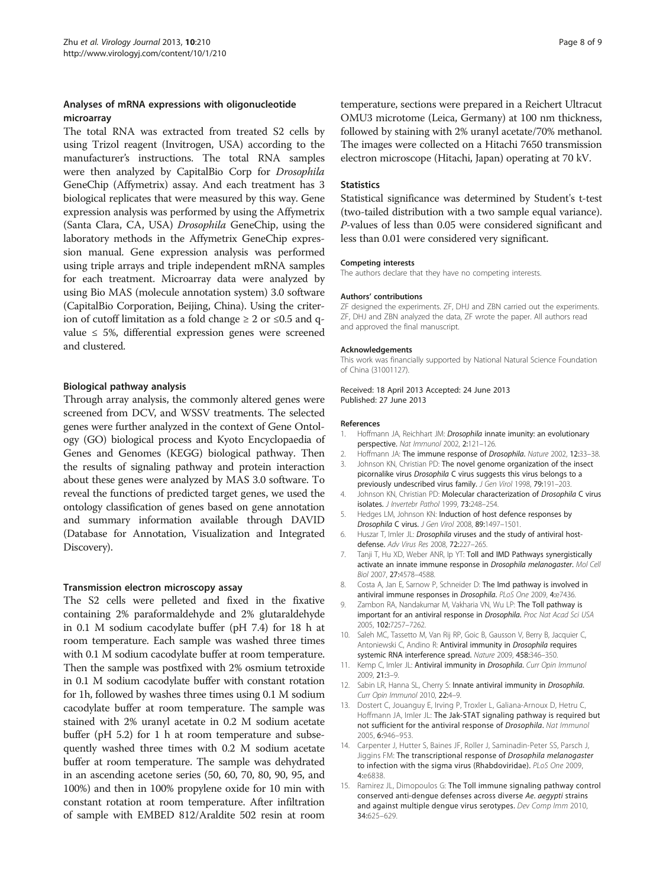### Analyses of mRNA expressions with oligonucleotide microarray

The total RNA was extracted from treated S2 cells by using Trizol reagent (Invitrogen, USA) according to the manufacturer's instructions. The total RNA samples were then analyzed by CapitalBio Corp for *Drosophila* GeneChip (Affymetrix) assay. And each treatment has 3 biological replicates that were measured by this way. Gene expression analysis was performed by using the Affymetrix (Santa Clara, CA, USA) *Drosophila* GeneChip, using the laboratory methods in the Affymetrix GeneChip expression manual. Gene expression analysis was performed using triple arrays and triple independent mRNA samples for each treatment. Microarray data were analyzed by using Bio MAS (molecule annotation system) 3.0 software (CapitalBio Corporation, Beijing, China). Using the criterion of cutoff limitation as a fold change $\geq 2$ or $\leq 0.5$ and q-value $\leq 5\%$, differential expression genes were screened and clustered.

### Biological pathway analysis

Through array analysis, the commonly altered genes were screened from DCV, and WSSV treatments. The selected genes were further analyzed in the context of Gene Ontology (GO) biological process and Kyoto Encyclopaedia of Genes and Genomes (KEGG) biological pathway. Then the results of signaling pathway and protein interaction about these genes were analyzed by MAS 3.0 software. To reveal the functions of predicted target genes, we used the ontology classification of genes based on gene annotation and summary information available through DAVID (Database for Annotation, Visualization and Integrated Discovery).

### Transmission electron microscopy assay

The S2 cells were pelleted and fixed in the fixative containing 2% paraformaldehyde and 2% glutaraldehyde in 0.1 M sodium cacodylate buffer (pH 7.4) for 18 h at room temperature. Each sample was washed three times with 0.1 M sodium cacodylate buffer at room temperature. Then the sample was postfixed with 2% osmium tetroxide in 0.1 M sodium cacodylate buffer with constant rotation for 1h, followed by washes three times using 0.1 M sodium cacodylate buffer at room temperature. The sample was stained with 2% uranyl acetate in 0.2 M sodium acetate buffer (pH 5.2) for 1 h at room temperature and subsequently washed three times with 0.2 M sodium acetate buffer at room temperature. The sample was dehydrated in an ascending acetone series (50, 60, 70, 80, 90, 95, and 100%) and then in 100% propylene oxide for 10 min with constant rotation at room temperature. After infiltration of sample with EMBED 812/Araldite 502 resin at room temperature, sections were prepared in a Reichert Ultracut OMU3 microtome (Leica, Germany) at 100 nm thickness, followed by staining with 2% uranyl acetate/70% methanol. The images were collected on a Hitachi 7650 transmission electron microscope (Hitachi, Japan) operating at 70 kV.

### Statistics

Statistical significance was determined by Student's t-test (two-tailed distribution with a two sample equal variance). *P*-values of less than 0.05 were considered significant and less than 0.01 were considered very significant.

#### Competing interests

The authors declare that they have no competing interests.

#### Authors' contributions

ZF designed the experiments. ZF, DHJ and ZBN carried out the experiments. ZF, DHJ and ZBN analyzed the data, ZF wrote the paper. All authors read and approved the final manuscript.

#### Acknowledgements

This work was financially supported by National Natural Science Foundation of China (31001127).

Received: 18 April 2013 Accepted: 24 June 2013
Published: 27 June 2013

#### References

1. Hoffmann JA, Reichhart JM: *Drosophila* innate imunity: an evolutionary perspective. *Nat Immunol* 2002, 2:121–126.
2. Hoffmann JA: The immune response of *Drosophila*. *Nature* 2002, 12:33–38.
3. Johnson KN, Christian PD: The novel genome organization of the insect picornalike virus *Drosophila* C virus suggests this virus belongs to a previously undescribed virus family. *J Gen Virol* 1998, 79:191–203.
4. Johnson KN, Christian PD: Molecular characterization of *Drosophila* C virus isolates. *J Invertebr Pathol* 1999, 73:248–254.
5. Hedges LM, Johnson KN: Induction of host defence responses by *Drosophila* C virus. *J Gen Virol* 2008, 89:1497–1501.
6. Huszar T, Imler JL: *Drosophila* viruses and the study of antiviral host-defense. *Adv Virus Res* 2008, 72:227–265.
7. Tanji T, Hu XD, Weber ANR, Ip YT: Toll and IMD Pathways synergistically activate an innate immune response in *Drosophila melanogaster*. *Mol Cell Biol* 2007, 27:4578–4588.
8. Costa A, Jan E, Sarnow P, Schneider D: The Imd pathway is involved in antiviral immune responses in *Drosophila*. *PLoS One* 2009, 4:e7436.
9. Zambon RA, Nandakumar M, Vakharia VN, Wu LP: The Toll pathway is important for an antiviral response in *Drosophila*. *Proc Nat Acad Sci USA* 2005, 102:7257–7262.
10. Saleh MC, Tassetto M, Van Rij RP, Goic B, Gausson V, Berry B, Jacquier C, Antoniewski C, Andino R: Antiviral immunity in *Drosophila* requires systemic RNA interference spread. *Nature* 2009, 458:346–350.
11. Kemp C, Imler JL: Antiviral immunity in *Drosophila*. *Curr Opin Immunol* 2009, 21:3–9.
12. Sabin LR, Hanna SL, Cherry S: Innate antiviral immunity in *Drosophila*. *Curr Opin Immunol* 2010, 22:4–9.
13. Dostert C, Jouanguy E, Irving P, Troxler L, Galiana-Arnoux D, Hetru C, Hoffmann JA, Imler JL: The Jak-STAT signaling pathway is required but not sufficient for the antiviral response of *Drosophila*. *Nat Immunol* 2005, 6:946–953.
14. Carpenter J, Hutter S, Baines JF, Roller J, Saminadin-Peter SS, Parsch J, Jiggins FM: The transcriptional response of *Drosophila melanogaster* to infection with the sigma virus (Rhabdoviridae). *PLoS One* 2009, 4:e6838.
15. Ramirez JL, Dimopoulos G: The Toll immune signaling pathway control conserved anti-dengue defenses across diverse *Ae. aegypti* strains and against multiple dengue virus serotypes. *Dev Comp Imm* 2010, 34:625–629.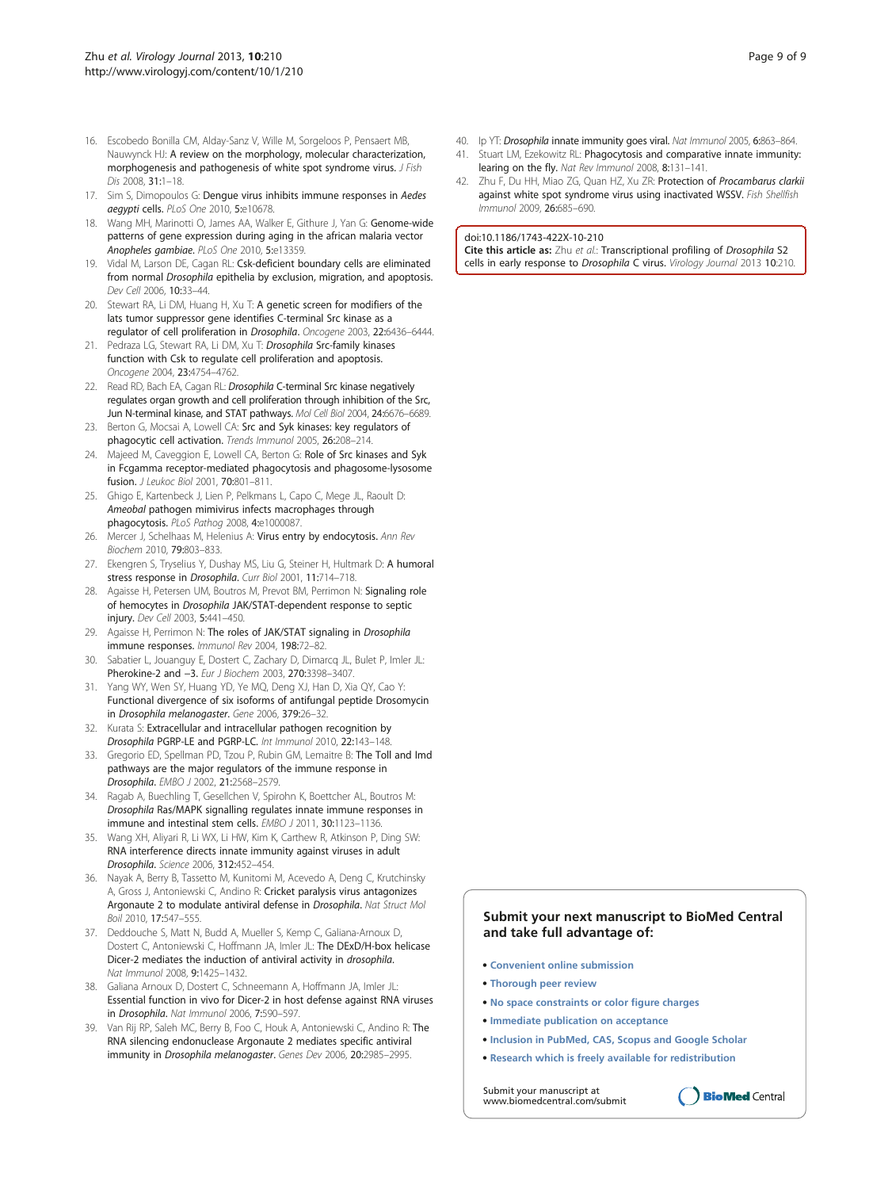16. Escobedo Bonilla CM, Alday-Sanz V, Wille M, Sorgeloos P, Pensaert MB, Nauwynck HJ: A review on the morphology, molecular characterization, morphogenesis and pathogenesis of white spot syndrome virus. *J Fish Dis* 2008, **31**:1–18.
17. Sim S, Dimopoulos G: Dengue virus inhibits immune responses in *Aedes aegypti* cells. *PLoS One* 2010, **5**:e10678.
18. Wang MH, Marinotti O, James AA, Walker E, Githure J, Yan G: Genome-wide patterns of gene expression during aging in the african malaria vector *Anopheles gambiae*. *PLoS One* 2010, **5**:e13359.
19. Vidal M, Larson DE, Cagan RL: Csk-deficient boundary cells are eliminated from normal *Drosophila* epithelia by exclusion, migration, and apoptosis. *Dev Cell* 2006, **10**:33–44.
20. Stewart RA, Li DM, Huang H, Xu T: A genetic screen for modifiers of the lats tumor suppressor gene identifies C-terminal Src kinase as a regulator of cell proliferation in *Drosophila*. *Oncogene* 2003, **22**:6436–6444.
21. Pedraza LG, Stewart RA, Li DM, Xu T: *Drosophila* Src-family kinases function with Csk to regulate cell proliferation and apoptosis. *Oncogene* 2004, **23**:4754–4762.
22. Read RD, Bach EA, Cagan RL: *Drosophila* C-terminal Src kinase negatively regulates organ growth and cell proliferation through inhibition of the Src, Jun N-terminal kinase, and STAT pathways. *Mol Cell Biol* 2004, **24**:6676–6689.
23. Berton G, Mocsai A, Lowell CA: Src and Syk kinases: key regulators of phagocytic cell activation. *Trends Immunol* 2005, **26**:208–214.
24. Majeed M, Caveggion E, Lowell CA, Berton G: Role of Src kinases and Syk in Fcgamma receptor-mediated phagocytosis and phagosome-lysosome fusion. *J Leukoc Biol* 2001, **70**:801–811.
25. Ghigo E, Kartenbeck J, Lien P, Pelkmans L, Capo C, Mege JL, Raoult D: *Ameobal* pathogen mimivirus infects macrophages through phagocytosis. *PLoS Pathog* 2008, **4**:e1000087.
26. Mercer J, Schelhaas M, Helenius A: Virus entry by endocytosis. *Ann Rev Biochem* 2010, **79**:803–833.
27. Ekengren S, Tryselius Y, Dushay MS, Liu G, Steiner H, Hultmark D: A humoral stress response in *Drosophila*. *Curr Biol* 2001, **11**:714–718.
28. Agaisse H, Petersen UM, Boutros M, Prevot BM, Perrimon N: Signaling role of hemocytes in *Drosophila* JAK/STAT-dependent response to septic injury. *Dev Cell* 2003, **5**:441–450.
29. Agaisse H, Perrimon N: The roles of JAK/STAT signaling in *Drosophila* immune responses. *Immunol Rev* 2004, **198**:72–82.
30. Sabatier L, Jouanguy E, Dostert C, Zachary D, Dimarcq JL, Bulet P, Imler JL: Pherokine-2 and −3. *Eur J Biochem* 2003, **270**:3398–3407.
31. Yang WY, Wen SY, Huang YD, Ye MQ, Deng XJ, Han D, Xia QY, Cao Y: Functional divergence of six isoforms of antifungal peptide Drosomycin in *Drosophila melanogaster*. *Gene* 2006, **379**:26–32.
32. Kurata S: Extracellular and intracellular pathogen recognition by *Drosophila* PGRP-LE and PGRP-LC. *Int Immunol* 2010, **22**:143–148.
33. Gregorio ED, Spellman PD, Tzou P, Rubin GM, Lemaitre B: The Toll and Imd pathways are the major regulators of the immune response in *Drosophila*. *EMBO J* 2002, **21**:2568–2579.
34. Ragab A, Buechling T, Gesellchen V, Spirohn K, Boettcher AL, Boutros M: *Drosophila* Ras/MAPK signalling regulates innate immune responses in immune and intestinal stem cells. *EMBO J* 2011, **30**:1123–1136.
35. Wang XH, Aliyari R, Li WX, Li HW, Kim K, Carthew R, Atkinson P, Ding SW: RNA interference directs innate immunity against viruses in adult *Drosophila*. *Science* 2006, **312**:452–454.
36. Nayak A, Berry B, Tassetto M, Kunitomi M, Acevedo A, Deng C, Krutchinsky A, Gross J, Antoniewski C, Andino R: Cricket paralysis virus antagonizes Argonaute 2 to modulate antiviral defense in *Drosophila*. *Nat Struct Mol Boil* 2010, **17**:547–555.
37. Deddouche S, Matt N, Budd A, Mueller S, Kemp C, Galiana-Arnoux D, Dostert C, Antoniewski C, Hoffmann JA, Imler JL: The DExD/H-box helicase Dicer-2 mediates the induction of antiviral activity in *drosophila*. *Nat Immunol* 2008, **9**:1425–1432.
38. Galiana Arnoux D, Dostert C, Schneemann A, Hoffmann JA, Imler JL: Essential function in vivo for Dicer-2 in host defense against RNA viruses in *Drosophila*. *Nat Immunol* 2006, **7**:590–597.
39. Van Rij RP, Saleh MC, Berry B, Foo C, Houk A, Antoniewski C, Andino R: The RNA silencing endonuclease Argonaute 2 mediates specific antiviral immunity in *Drosophila melanogaster*. *Genes Dev* 2006, **20**:2985–2995.
40. Ip YT: *Drosophila* innate immunity goes viral. *Nat Immunol* 2005, **6**:863–864.
41. Stuart LM, Ezekowitz RL: Phagocytosis and comparative innate immunity: learing on the fly. *Nat Rev Immunol* 2008, **8**:131–141.
42. Zhu F, Du HH, Miao ZG, Quan HZ, Xu ZR: Protection of *Procambarus clarkii* against white spot syndrome virus using inactivated WSSV. *Fish Shellfish Immunol* 2009, **26**:685–690.

doi:10.1186/1743-422X-10-210

**Cite this article as:** Zhu *et al.*: Transcriptional profiling of *Drosophila* S2 cells in early response to *Drosophila* C virus. *Virology Journal* 2013 **10**:210.

**Submit your next manuscript to BioMed Central and take full advantage of:**

- Convenient online submission
- Thorough peer review
- No space constraints or color figure charges
- Immediate publication on acceptance
- Inclusion in PubMed, CAS, Scopus and Google Scholar
- Research which is freely available for redistribution

Submit your manuscript at www.biomedcentral.com/submit

BioMed Central